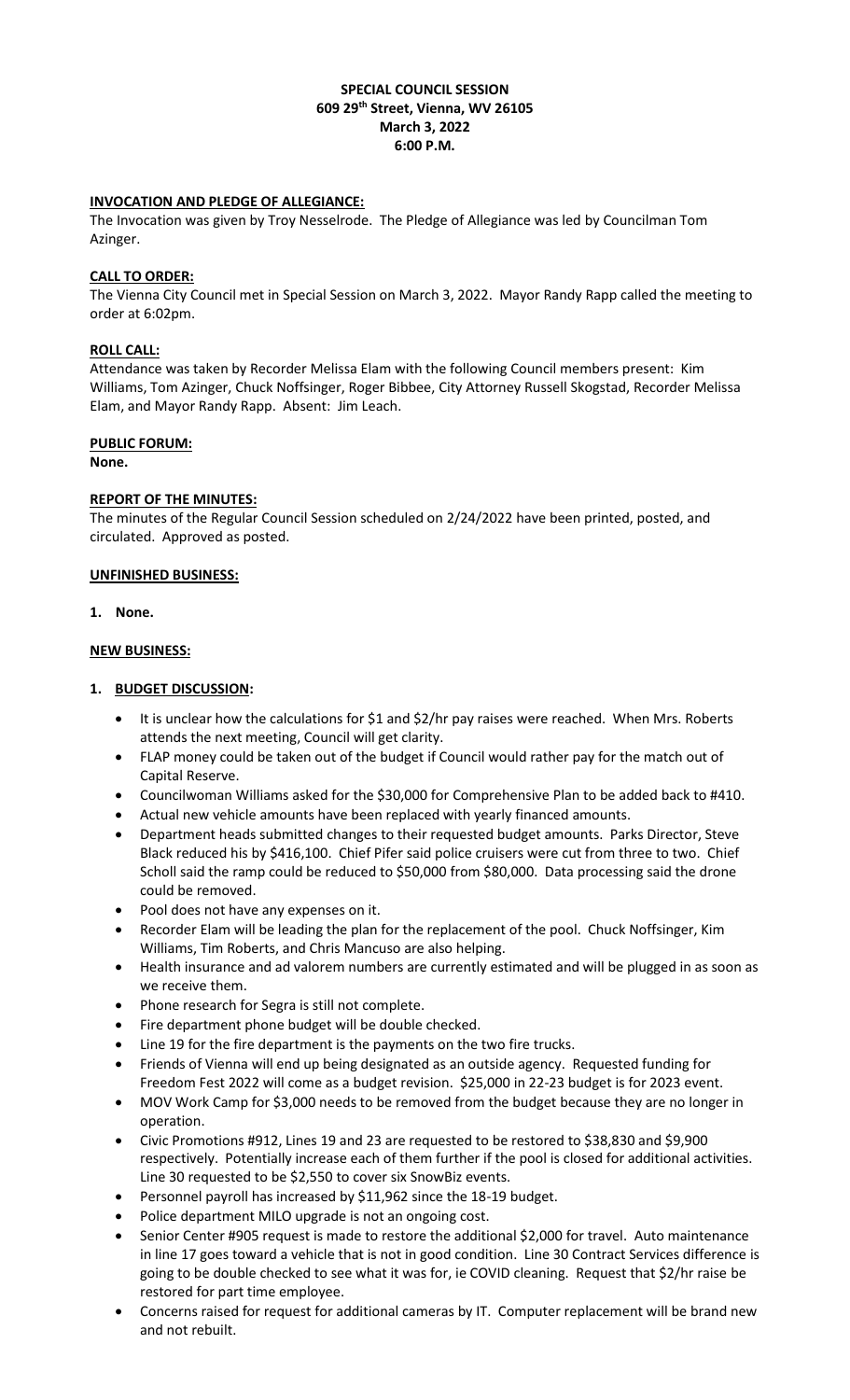**SPECIAL COUNCIL SESSION**
**609 29th Street, Vienna, WV 26105**
**March 3, 2022**
**6:00 P.M.**

**INVOCATION AND PLEDGE OF ALLEGIANCE:**

The Invocation was given by Troy Nesselrode. The Pledge of Allegiance was led by Councilman Tom Azinger.

**CALL TO ORDER:**

The Vienna City Council met in Special Session on March 3, 2022. Mayor Randy Rapp called the meeting to order at 6:02pm.

**ROLL CALL:**

Attendance was taken by Recorder Melissa Elam with the following Council members present: Kim Williams, Tom Azinger, Chuck Noffsinger, Roger Bibbee, City Attorney Russell Skogstad, Recorder Melissa Elam, and Mayor Randy Rapp. Absent: Jim Leach.

**PUBLIC FORUM:**

**None.**

**REPORT OF THE MINUTES:**

The minutes of the Regular Council Session scheduled on 2/24/2022 have been printed, posted, and circulated. Approved as posted.

**UNFINISHED BUSINESS:**

1. **None.**

**NEW BUSINESS:**

1. **BUDGET DISCUSSION:**
   - It is unclear how the calculations for $1 and $2/hr pay raises were reached. When Mrs. Roberts attends the next meeting, Council will get clarity.
   - FLAP money could be taken out of the budget if Council would rather pay for the match out of Capital Reserve.
   - Councilwoman Williams asked for the $30,000 for Comprehensive Plan to be added back to #410.
   - Actual new vehicle amounts have been replaced with yearly financed amounts.
   - Department heads submitted changes to their requested budget amounts. Parks Director, Steve Black reduced his by $416,100. Chief Pifer said police cruisers were cut from three to two. Chief Scholl said the ramp could be reduced to $50,000 from $80,000. Data processing said the drone could be removed.
   - Pool does not have any expenses on it.
   - Recorder Elam will be leading the plan for the replacement of the pool. Chuck Noffsinger, Kim Williams, Tim Roberts, and Chris Mancuso are also helping.
   - Health insurance and ad valorem numbers are currently estimated and will be plugged in as soon as we receive them.
   - Phone research for Segra is still not complete.
   - Fire department phone budget will be double checked.
   - Line 19 for the fire department is the payments on the two fire trucks.
   - Friends of Vienna will end up being designated as an outside agency. Requested funding for Freedom Fest 2022 will come as a budget revision. $25,000 in 22-23 budget is for 2023 event.
   - MOV Work Camp for $3,000 needs to be removed from the budget because they are no longer in operation.
   - Civic Promotions #912, Lines 19 and 23 are requested to be restored to $38,830 and $9,900 respectively. Potentially increase each of them further if the pool is closed for additional activities. Line 30 requested to be $2,550 to cover six SnowBiz events.
   - Personnel payroll has increased by $11,962 since the 18-19 budget.
   - Police department MILO upgrade is not an ongoing cost.
   - Senior Center #905 request is made to restore the additional $2,000 for travel. Auto maintenance in line 17 goes toward a vehicle that is not in good condition. Line 30 Contract Services difference is going to be double checked to see what it was for, ie COVID cleaning. Request that $2/hr raise be restored for part time employee.
   - Concerns raised for request for additional cameras by IT. Computer replacement will be brand new and not rebuilt.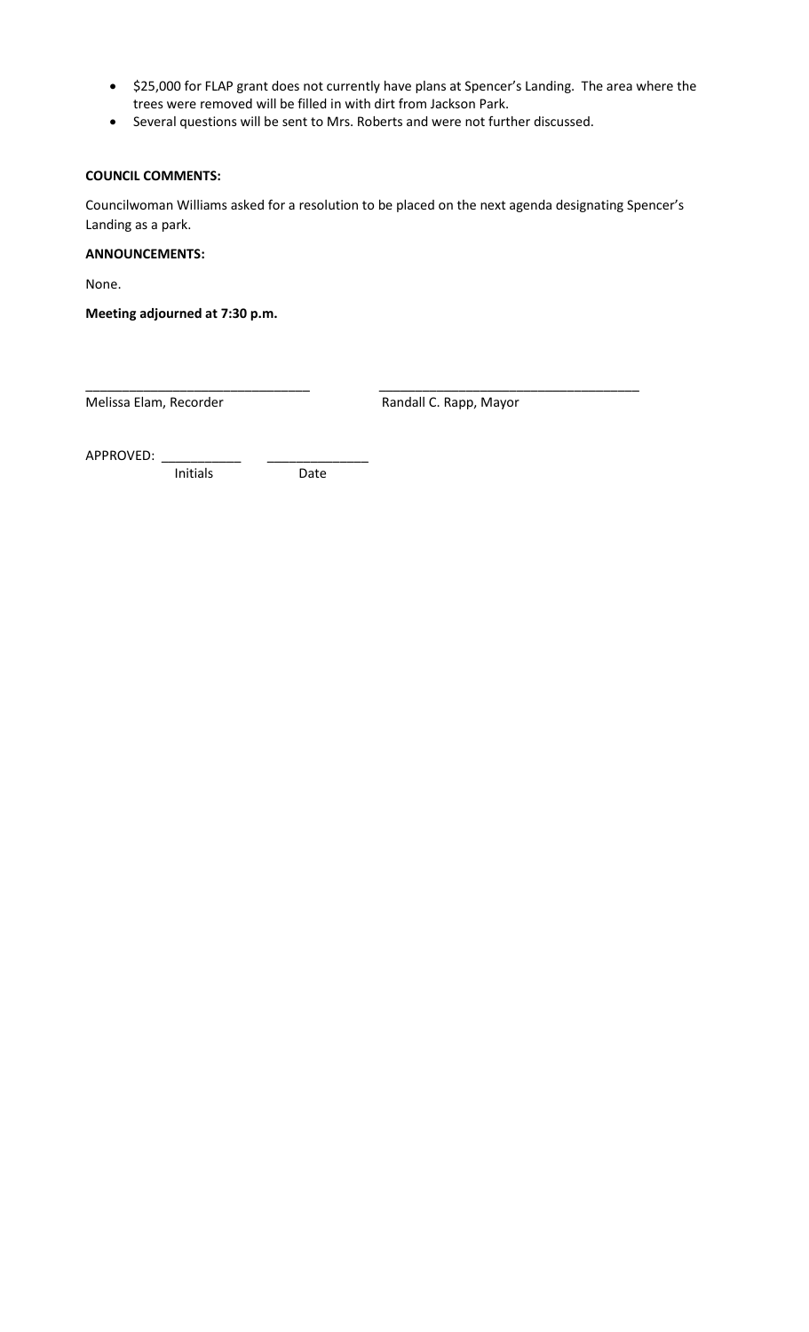- $25,000 for FLAP grant does not currently have plans at Spencer's Landing. The area where the trees were removed will be filled in with dirt from Jackson Park.
- Several questions will be sent to Mrs. Roberts and were not further discussed.

**COUNCIL COMMENTS:**

Councilwoman Williams asked for a resolution to be placed on the next agenda designating Spencer's Landing as a park.

**ANNOUNCEMENTS:**

None.

**Meeting adjourned at 7:30 p.m.**

_______________________________ Melissa Elam, Recorder

_______________________________ Randall C. Rapp, Mayor

APPROVED: ___________ Initials ______________ Date